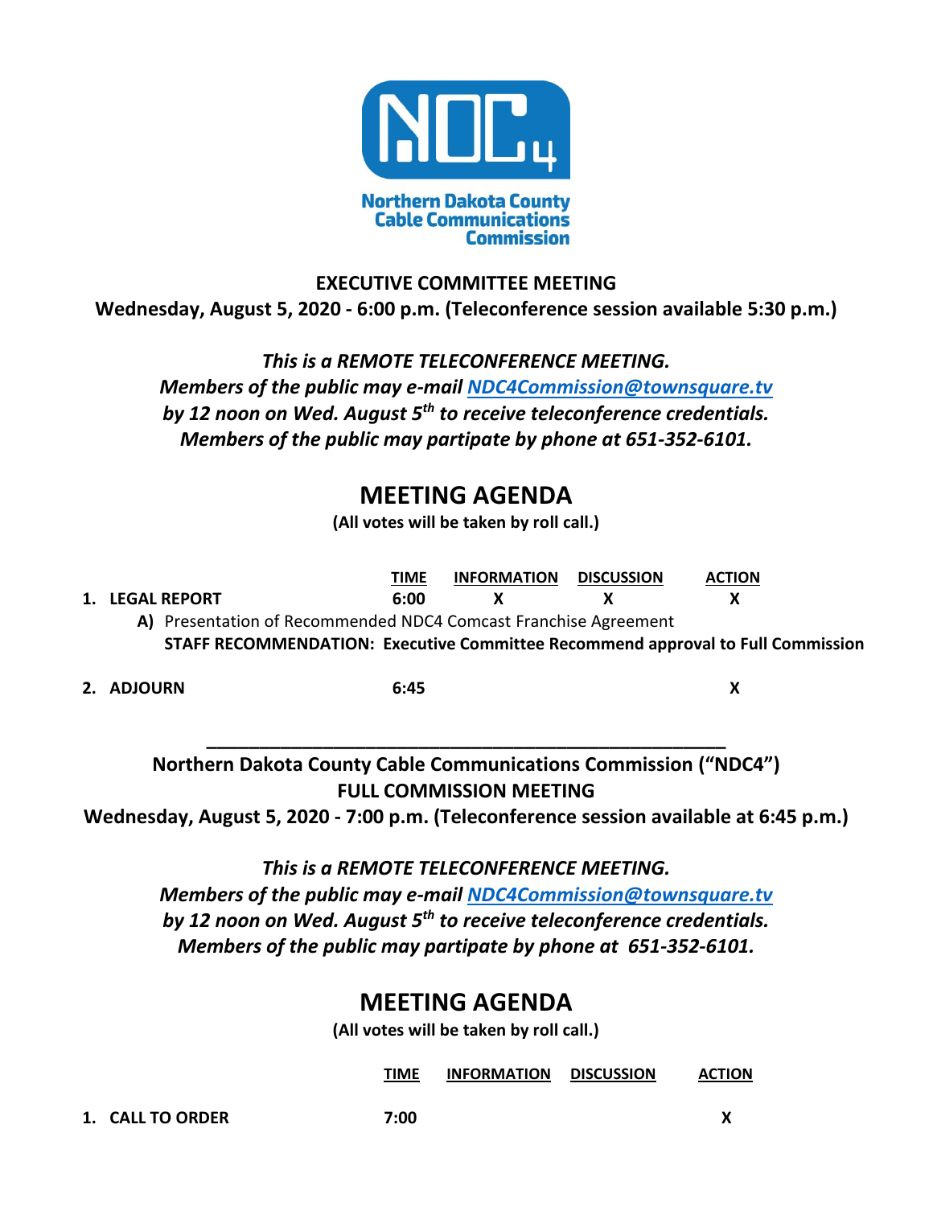NDC4

Northern Dakota County Cable Communications Commission

**EXECUTIVE COMMITTEE MEETING**

**Wednesday, August 5, 2020 - 6:00 p.m. (Teleconference session available 5:30 p.m.)**

***This is a REMOTE TELECONFERENCE MEETING.***
***Members of the public may e-mail [NDC4Commission@townsquare.tv](mailto:NDC4Commission@townsquare.tv)***
***by 12 noon on Wed. August 5th to receive teleconference credentials.***
***Members of the public may partipate by phone at 651-352-6101.***

# MEETING AGENDA

**(All votes will be taken by roll call.)**

| | TIME | INFORMATION | DISCUSSION | ACTION |
|---|---|---|---|---|
| **1. LEGAL REPORT** | **6:00** | **X** | **X** | **X** |
| **A)** Presentation of Recommended NDC4 Comcast Franchise Agreement<br>**STAFF RECOMMENDATION: Executive Committee Recommend approval to Full Commission** | | | | |
| **2. ADJOURN** | **6:45** | | | **X** |

---

**Northern Dakota County Cable Communications Commission ("NDC4")**
**FULL COMMISSION MEETING**
**Wednesday, August 5, 2020 - 7:00 p.m. (Teleconference session available at 6:45 p.m.)**

***This is a REMOTE TELECONFERENCE MEETING.***
***Members of the public may e-mail [NDC4Commission@townsquare.tv](mailto:NDC4Commission@townsquare.tv)***
***by 12 noon on Wed. August 5th to receive teleconference credentials.***
***Members of the public may partipate by phone at 651-352-6101.***

# MEETING AGENDA

**(All votes will be taken by roll call.)**

| | TIME | INFORMATION | DISCUSSION | ACTION |
|---|---|---|---|---|
| **1. CALL TO ORDER** | **7:00** | | | **X** |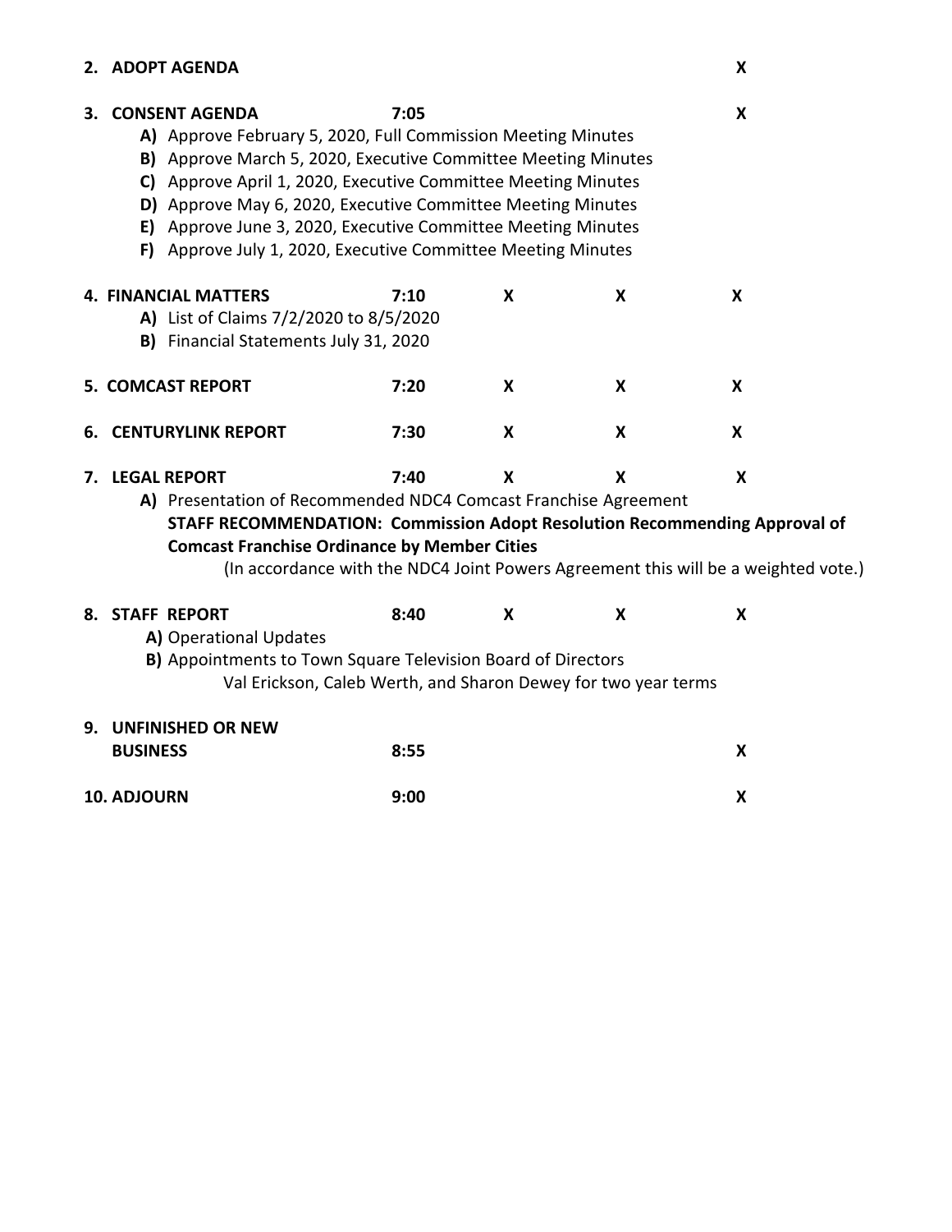| | | | | |
|---|---|---|---|---|
| **2. ADOPT AGENDA** | | | | **X** |
| **3. CONSENT AGENDA** | **7:05** | | | **X** |
| **A)** Approve February 5, 2020, Full Commission Meeting Minutes<br>**B)** Approve March 5, 2020, Executive Committee Meeting Minutes<br>**C)** Approve April 1, 2020, Executive Committee Meeting Minutes<br>**D)** Approve May 6, 2020, Executive Committee Meeting Minutes<br>**E)** Approve June 3, 2020, Executive Committee Meeting Minutes<br>**F)** Approve July 1, 2020, Executive Committee Meeting Minutes | | | | |
| **4. FINANCIAL MATTERS** | **7:10** | **X** | **X** | **X** |
| **A)** List of Claims 7/2/2020 to 8/5/2020<br>**B)** Financial Statements July 31, 2020 | | | | |
| **5. COMCAST REPORT** | **7:20** | **X** | **X** | **X** |
| **6. CENTURYLINK REPORT** | **7:30** | **X** | **X** | **X** |
| **7. LEGAL REPORT** | **7:40** | **X** | **X** | **X** |
| **A)** Presentation of Recommended NDC4 Comcast Franchise Agreement<br>**STAFF RECOMMENDATION: Commission Adopt Resolution Recommending Approval of Comcast Franchise Ordinance by Member Cities**<br>(In accordance with the NDC4 Joint Powers Agreement this will be a weighted vote.) | | | | |
| **8. STAFF REPORT** | **8:40** | **X** | **X** | **X** |
| **A)** Operational Updates<br>**B)** Appointments to Town Square Television Board of Directors<br>Val Erickson, Caleb Werth, and Sharon Dewey for two year terms | | | | |
| **9. UNFINISHED OR NEW BUSINESS** | **8:55** | | | **X** |
| **10. ADJOURN** | **9:00** | | | **X** |